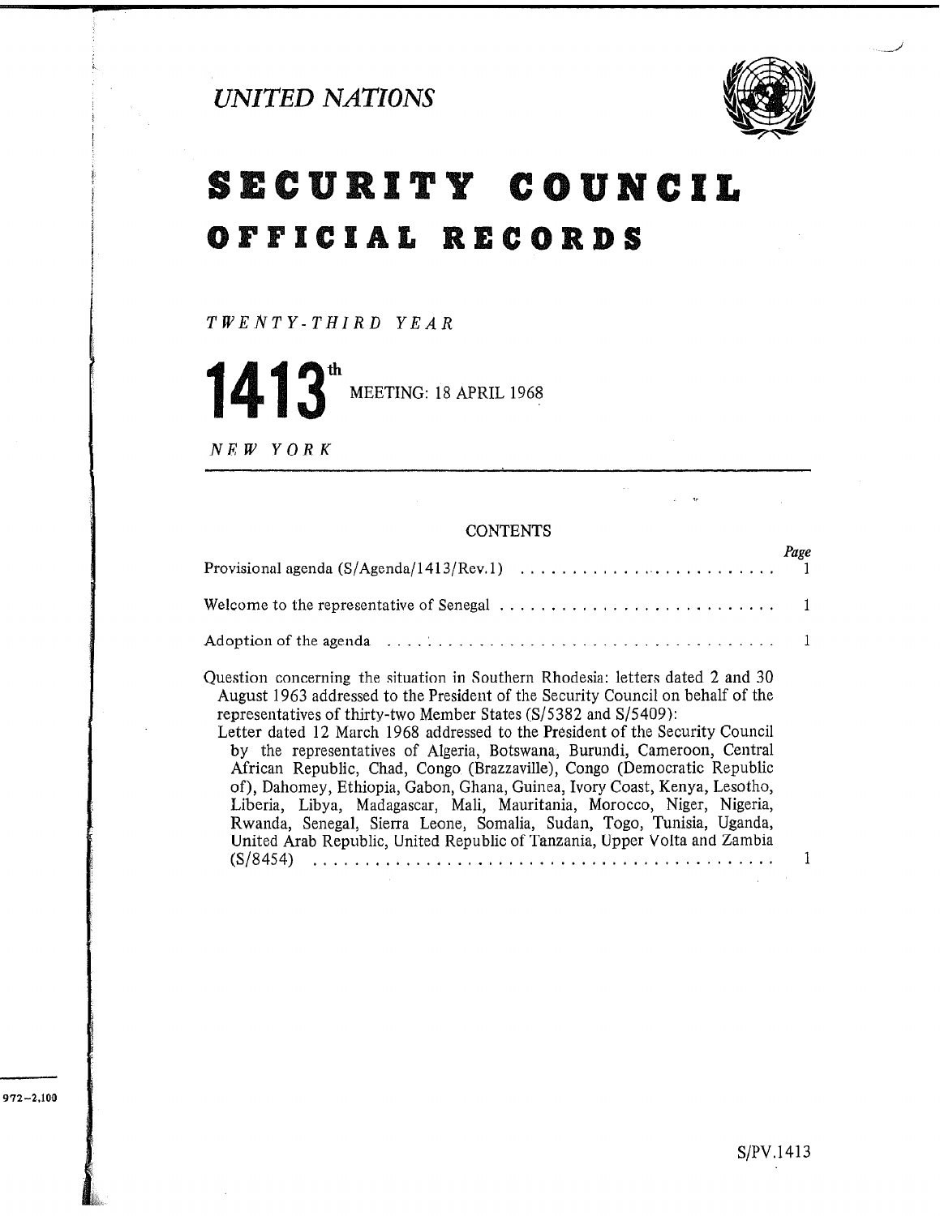# UNITED NATIONS

# SECURITY COUNCIL OFFICIAL RECORDS

*TWENTY-THIRD YEAR*

## 1413th MEETING: 18 APRIL 1968

*NEW YORK*

CONTENTS

| | Page |
|---|---|
| Provisional agenda (S/Agenda/1413/Rev.1) | 1 |
| Welcome to the representative of Senegal | 1 |
| Adoption of the agenda | 1 |
| Question concerning the situation in Southern Rhodesia: letters dated 2 and 30 August 1963 addressed to the President of the Security Council on behalf of the representatives of thirty-two Member States (S/5382 and S/5409): Letter dated 12 March 1968 addressed to the President of the Security Council by the representatives of Algeria, Botswana, Burundi, Cameroon, Central African Republic, Chad, Congo (Brazzaville), Congo (Democratic Republic of), Dahomey, Ethiopia, Gabon, Ghana, Guinea, Ivory Coast, Kenya, Lesotho, Liberia, Libya, Madagascar, Mali, Mauritania, Morocco, Niger, Nigeria, Rwanda, Senegal, Sierra Leone, Somalia, Sudan, Togo, Tunisia, Uganda, United Arab Republic, United Republic of Tanzania, Upper Volta and Zambia (S/8454) | 1 |

972–2,100

S/PV.1413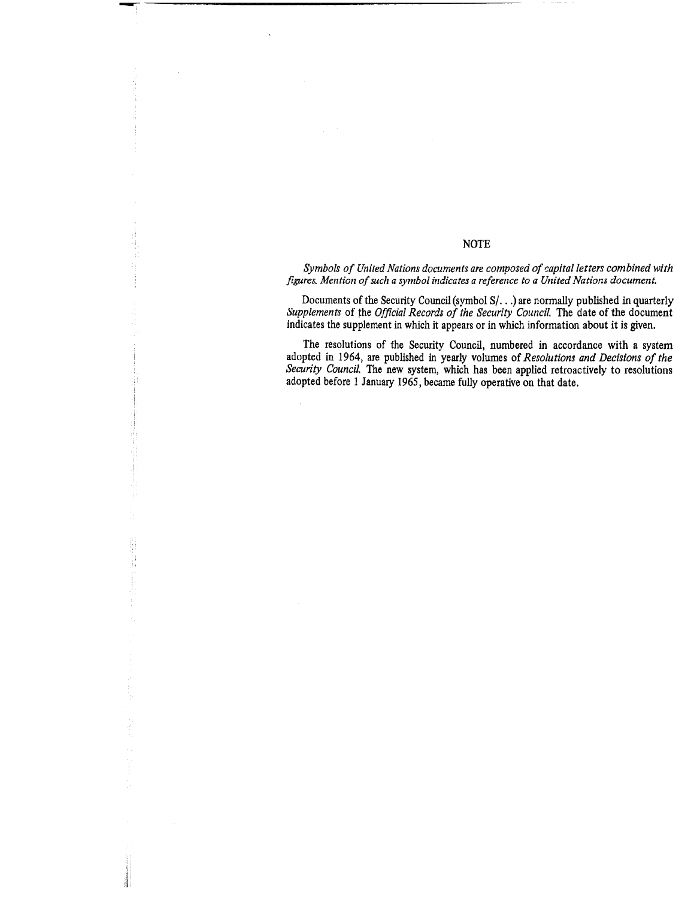## NOTE

*Symbols of United Nations documents are composed of capital letters combined with figures. Mention of such a symbol indicates a reference to a United Nations document.*

Documents of the Security Council (symbol S/. . .) are normally published in quarterly *Supplements* of the *Official Records of the Security Council*. The date of the document indicates the supplement in which it appears or in which information about it is given.

The resolutions of the Security Council, numbered in accordance with a system adopted in 1964, are published in yearly volumes of *Resolutions and Decisions of the Security Council*. The new system, which has been applied retroactively to resolutions adopted before 1 January 1965, became fully operative on that date.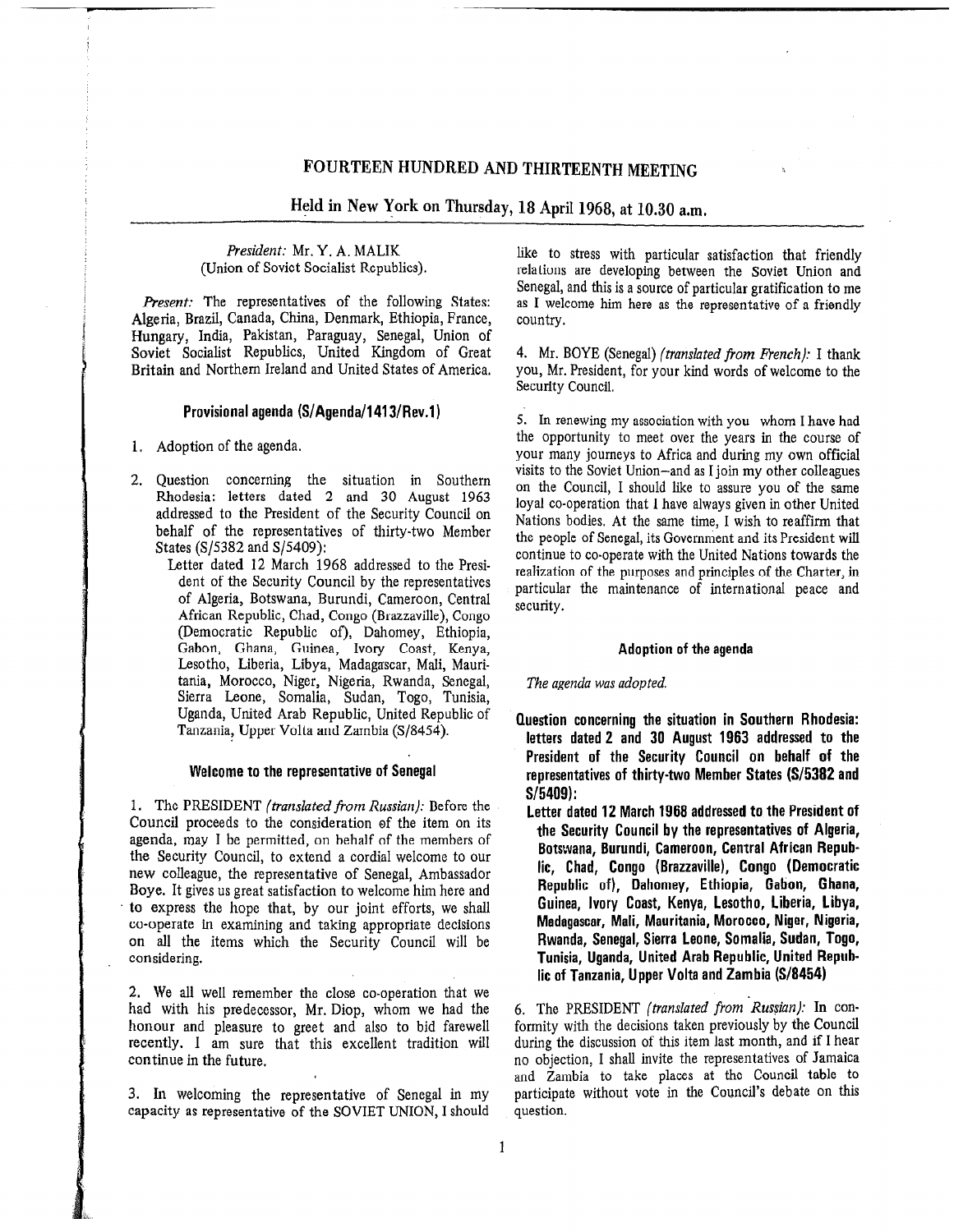# FOURTEEN HUNDRED AND THIRTEENTH MEETING

## Held in New York on Thursday, 18 April 1968, at 10.30 a.m.

*President:* Mr. Y. A. MALIK (Union of Soviet Socialist Republics).

*Present:* The representatives of the following States: Algeria, Brazil, Canada, China, Denmark, Ethiopia, France, Hungary, India, Pakistan, Paraguay, Senegal, Union of Soviet Socialist Republics, United Kingdom of Great Britain and Northern Ireland and United States of America.

### Provisional agenda (S/Agenda/1413/Rev.1)

1. Adoption of the agenda.
2. Question concerning the situation in Southern Rhodesia: letters dated 2 and 30 August 1963 addressed to the President of the Security Council on behalf of the representatives of thirty-two Member States (S/5382 and S/5409):

   Letter dated 12 March 1968 addressed to the President of the Security Council by the representatives of Algeria, Botswana, Burundi, Cameroon, Central African Republic, Chad, Congo (Brazzaville), Congo (Democratic Republic of), Dahomey, Ethiopia, Gabon, Ghana, Guinea, Ivory Coast, Kenya, Lesotho, Liberia, Libya, Madagascar, Mali, Mauritania, Morocco, Niger, Nigeria, Rwanda, Senegal, Sierra Leone, Somalia, Sudan, Togo, Tunisia, Uganda, United Arab Republic, United Republic of Tanzania, Upper Volta and Zambia (S/8454).

### Welcome to the representative of Senegal

1. The PRESIDENT *(translated from Russian):* Before the Council proceeds to the consideration of the item on its agenda, may I be permitted, on behalf of the members of the Security Council, to extend a cordial welcome to our new colleague, the representative of Senegal, Ambassador Boye. It gives us great satisfaction to welcome him here and to express the hope that, by our joint efforts, we shall co-operate in examining and taking appropriate decisions on all the items which the Security Council will be considering.

2. We all well remember the close co-operation that we had with his predecessor, Mr. Diop, whom we had the honour and pleasure to greet and also to bid farewell recently. I am sure that this excellent tradition will continue in the future.

3. In welcoming the representative of Senegal in my capacity as representative of the SOVIET UNION, I should like to stress with particular satisfaction that friendly relations are developing between the Soviet Union and Senegal, and this is a source of particular gratification to me as I welcome him here as the representative of a friendly country.

4. Mr. BOYE (Senegal) *(translated from French):* I thank you, Mr. President, for your kind words of welcome to the Security Council.

5. In renewing my association with you whom I have had the opportunity to meet over the years in the course of your many journeys to Africa and during my own official visits to the Soviet Union—and as I join my other colleagues on the Council, I should like to assure you of the same loyal co-operation that I have always given in other United Nations bodies. At the same time, I wish to reaffirm that the people of Senegal, its Government and its President will continue to co-operate with the United Nations towards the realization of the purposes and principles of the Charter, in particular the maintenance of international peace and security.

### Adoption of the agenda

*The agenda was adopted.*

### Question concerning the situation in Southern Rhodesia: letters dated 2 and 30 August 1963 addressed to the President of the Security Council on behalf of the representatives of thirty-two Member States (S/5382 and S/5409):

### Letter dated 12 March 1968 addressed to the President of the Security Council by the representatives of Algeria, Botswana, Burundi, Cameroon, Central African Republic, Chad, Congo (Brazzaville), Congo (Democratic Republic of), Dahomey, Ethiopia, Gabon, Ghana, Guinea, Ivory Coast, Kenya, Lesotho, Liberia, Libya, Madagascar, Mali, Mauritania, Morocco, Niger, Nigeria, Rwanda, Senegal, Sierra Leone, Somalia, Sudan, Togo, Tunisia, Uganda, United Arab Republic, United Republic of Tanzania, Upper Volta and Zambia (S/8454)

6. The PRESIDENT *(translated from Russian):* In conformity with the decisions taken previously by the Council during the discussion of this item last month, and if I hear no objection, I shall invite the representatives of Jamaica and Zambia to take places at the Council table to participate without vote in the Council's debate on this question.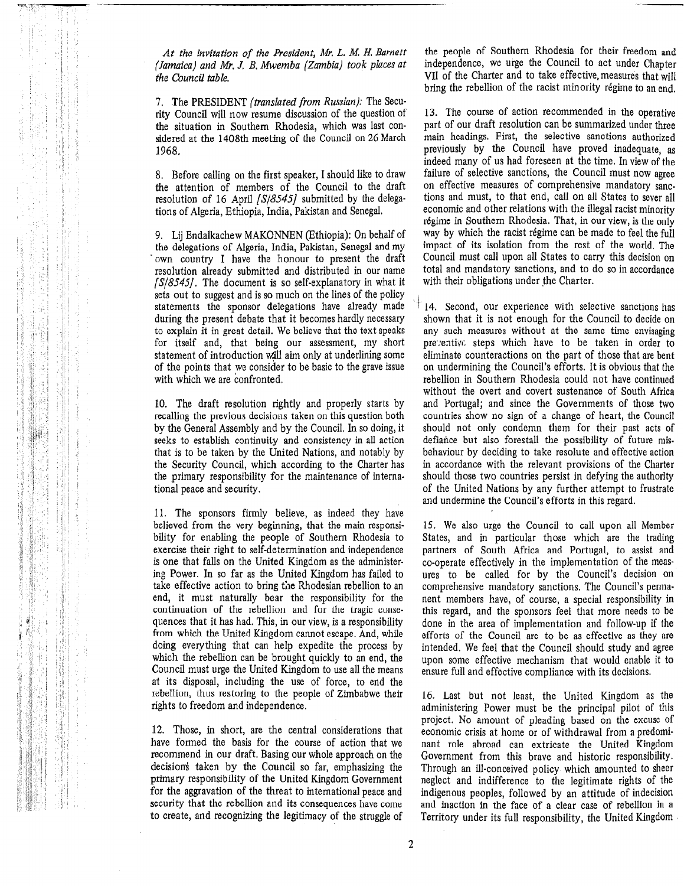*At the invitation of the President, Mr. L. M. H. Barnett (Jamaica) and Mr. J. B. Mwemba (Zambia) took places at the Council table.*

7. The PRESIDENT *(translated from Russian)*: The Security Council will now resume discussion of the question of the situation in Southern Rhodesia, which was last considered at the 1408th meeting of the Council on 26 March 1968.

8. Before calling on the first speaker, I should like to draw the attention of members of the Council to the draft resolution of 16 April *[S/8545]* submitted by the delegations of Algeria, Ethiopia, India, Pakistan and Senegal.

9. Lij Endalkachew MAKONNEN (Ethiopia): On behalf of the delegations of Algeria, India, Pakistan, Senegal and my own country I have the honour to present the draft resolution already submitted and distributed in our name *[S/8545]*. The document is so self-explanatory in what it sets out to suggest and is so much on the lines of the policy statements the sponsor delegations have already made during the present debate that it becomes hardly necessary to explain it in great detail. We believe that the text speaks for itself and, that being our assessment, my short statement of introduction will aim only at underlining some of the points that we consider to be basic to the grave issue with which we are confronted.

10. The draft resolution rightly and properly starts by recalling the previous decisions taken on this question both by the General Assembly and by the Council. In so doing, it seeks to establish continuity and consistency in all action that is to be taken by the United Nations, and notably by the Security Council, which according to the Charter has the primary responsibility for the maintenance of international peace and security.

11. The sponsors firmly believe, as indeed they have believed from the very beginning, that the main responsibility for enabling the people of Southern Rhodesia to exercise their right to self-determination and independence is one that falls on the United Kingdom as the administering Power. In so far as the United Kingdom has failed to take effective action to bring the Rhodesian rebellion to an end, it must naturally bear the responsibility for the continuation of the rebellion and for the tragic consequences that it has had. This, in our view, is a responsibility from which the United Kingdom cannot escape. And, while doing everything that can help expedite the process by which the rebellion can be brought quickly to an end, the Council must urge the United Kingdom to use all the means at its disposal, including the use of force, to end the rebellion, thus restoring to the people of Zimbabwe their rights to freedom and independence.

12. Those, in short, are the central considerations that have formed the basis for the course of action that we recommend in our draft. Basing our whole approach on the decisions taken by the Council so far, emphasizing the primary responsibility of the United Kingdom Government for the aggravation of the threat to international peace and security that the rebellion and its consequences have come to create, and recognizing the legitimacy of the struggle of the people of Southern Rhodesia for their freedom and independence, we urge the Council to act under Chapter VII of the Charter and to take effective measures that will bring the rebellion of the racist minority régime to an end.

13. The course of action recommended in the operative part of our draft resolution can be summarized under three main headings. First, the selective sanctions authorized previously by the Council have proved inadequate, as indeed many of us had foreseen at the time. In view of the failure of selective sanctions, the Council must now agree on effective measures of comprehensive mandatory sanctions and must, to that end, call on all States to sever all economic and other relations with the illegal racist minority régime in Southern Rhodesia. That, in our view, is the only way by which the racist régime can be made to feel the full impact of its isolation from the rest of the world. The Council must call upon all States to carry this decision on total and mandatory sanctions, and to do so in accordance with their obligations under the Charter.

14. Second, our experience with selective sanctions has shown that it is not enough for the Council to decide on any such measures without at the same time envisaging preventive steps which have to be taken in order to eliminate counteractions on the part of those that are bent on undermining the Council's efforts. It is obvious that the rebellion in Southern Rhodesia could not have continued without the overt and covert sustenance of South Africa and Portugal; and since the Governments of those two countries show no sign of a change of heart, the Council should not only condemn them for their past acts of defiance but also forestall the possibility of future misbehaviour by deciding to take resolute and effective action in accordance with the relevant provisions of the Charter should those two countries persist in defying the authority of the United Nations by any further attempt to frustrate and undermine the Council's efforts in this regard.

15. We also urge the Council to call upon all Member States, and in particular those which are the trading partners of South Africa and Portugal, to assist and co-operate effectively in the implementation of the measures to be called for by the Council's decision on comprehensive mandatory sanctions. The Council's permanent members have, of course, a special responsibility in this regard, and the sponsors feel that more needs to be done in the area of implementation and follow-up if the efforts of the Council are to be as effective as they are intended. We feel that the Council should study and agree upon some effective mechanism that would enable it to ensure full and effective compliance with its decisions.

16. Last but not least, the United Kingdom as the administering Power must be the principal pilot of this project. No amount of pleading based on the excuse of economic crisis at home or of withdrawal from a predominant role abroad can extricate the United Kingdom Government from this brave and historic responsibility. Through an ill-conceived policy which amounted to sheer neglect and indifference to the legitimate rights of the indigenous peoples, followed by an attitude of indecision and inaction in the face of a clear case of rebellion in a Territory under its full responsibility, the United Kingdom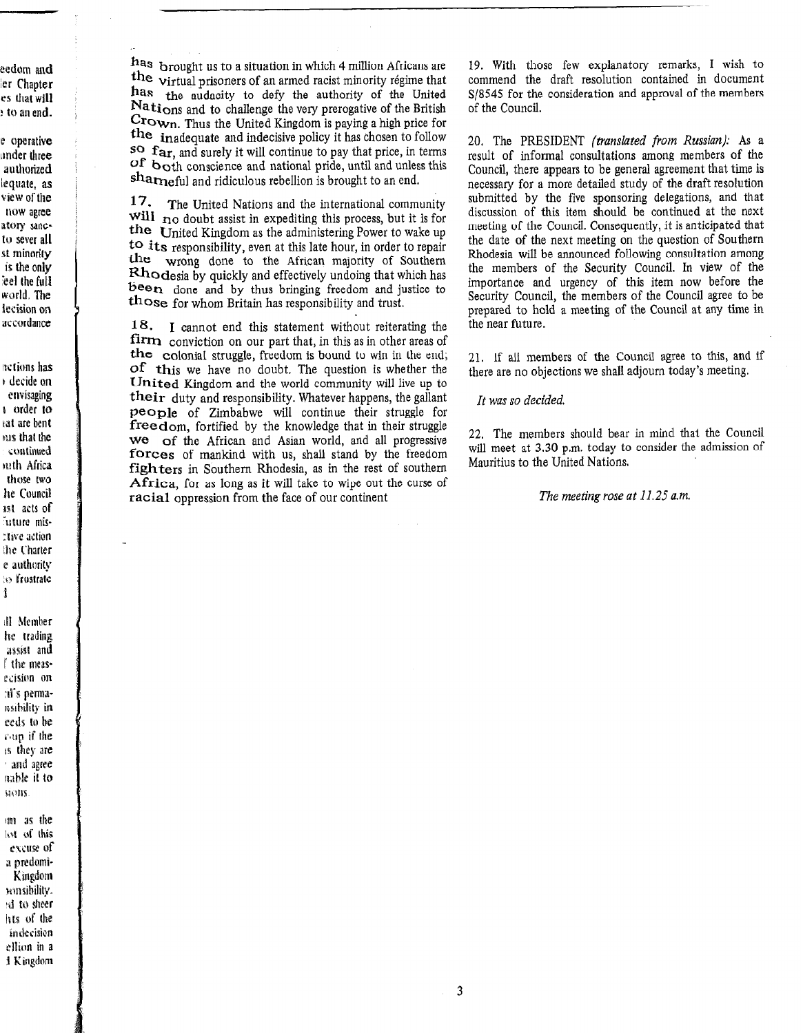has brought us to a situation in which 4 million Africans are the virtual prisoners of an armed racist minority régime that has the audacity to defy the authority of the United Nations and to challenge the very prerogative of the British Crown. Thus the United Kingdom is paying a high price for the inadequate and indecisive policy it has chosen to follow so far, and surely it will continue to pay that price, in terms of both conscience and national pride, until and unless this shameful and ridiculous rebellion is brought to an end.

17. The United Nations and the international community will no doubt assist in expediting this process, but it is for the United Kingdom as the administering Power to wake up to its responsibility, even at this late hour, in order to repair the wrong done to the African majority of Southern Rhodesia by quickly and effectively undoing that which has been done and by thus bringing freedom and justice to those for whom Britain has responsibility and trust.

18. I cannot end this statement without reiterating the firm conviction on our part that, in this as in other areas of the colonial struggle, freedom is bound to win in the end; of this we have no doubt. The question is whether the United Kingdom and the world community will live up to their duty and responsibility. Whatever happens, the gallant people of Zimbabwe will continue their struggle for freedom, fortified by the knowledge that in their struggle we of the African and Asian world, and all progressive forces of mankind with us, shall stand by the freedom fighters in Southern Rhodesia, as in the rest of southern Africa, for as long as it will take to wipe out the curse of racial oppression from the face of our continent

19. With those few explanatory remarks, I wish to commend the draft resolution contained in document S/8545 for the consideration and approval of the members of the Council.

20. The PRESIDENT *(translated from Russian)*: As a result of informal consultations among members of the Council, there appears to be general agreement that time is necessary for a more detailed study of the draft resolution submitted by the five sponsoring delegations, and that discussion of this item should be continued at the next meeting of the Council. Consequently, it is anticipated that the date of the next meeting on the question of Southern Rhodesia will be announced following consultation among the members of the Security Council. In view of the importance and urgency of this item now before the Security Council, the members of the Council agree to be prepared to hold a meeting of the Council at any time in the near future.

21. If all members of the Council agree to this, and if there are no objections we shall adjourn today's meeting.

*It was so decided.*

22. The members should bear in mind that the Council will meet at 3.30 p.m. today to consider the admission of Mauritius to the United Nations.

*The meeting rose at 11.25 a.m.*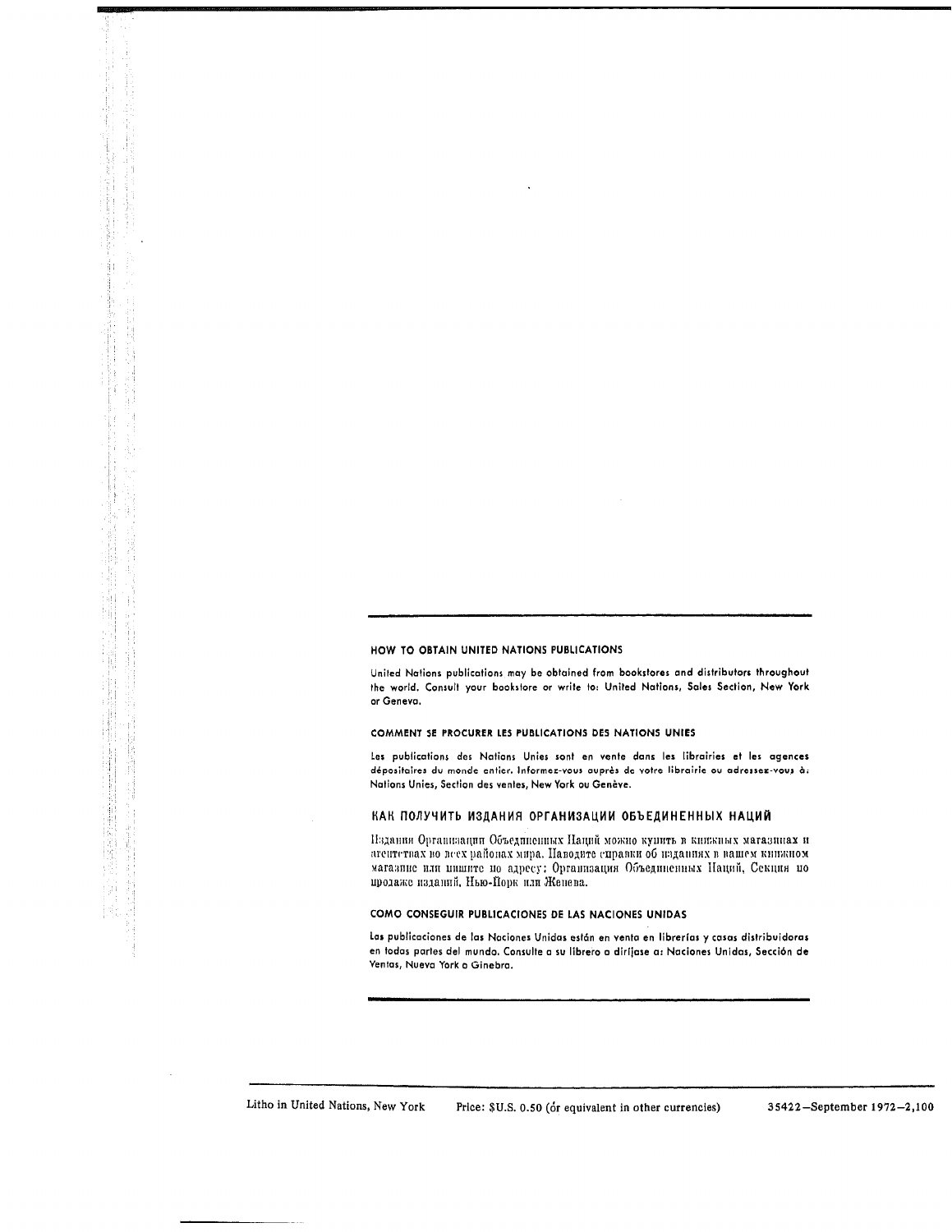## HOW TO OBTAIN UNITED NATIONS PUBLICATIONS

United Nations publications may be obtained from bookstores and distributors throughout the world. Consult your bookstore or write to: United Nations, Sales Section, New York or Geneva.

## COMMENT SE PROCURER LES PUBLICATIONS DES NATIONS UNIES

Les publications des Nations Unies sont en vente dans les librairies et les agences dépositaires du monde entier. Informez-vous auprès de votre librairie ou adressez-vous à: Nations Unies, Section des ventes, New York ou Genève.

## КАК ПОЛУЧИТЬ ИЗДАНИЯ ОРГАНИЗАЦИИ ОБЪЕДИНЕННЫХ НАЦИЙ

Издания Организации Объединенных Наций можно купить в книжных магазинах и агентствах во всех районах мира. Наводите справки об изданиях в вашем книжном магазине или пишите по адресу: Организация Объединенных Наций, Секция по продаже изданий, Нью-Йорк или Женева.

## COMO CONSEGUIR PUBLICACIONES DE LAS NACIONES UNIDAS

Las publicaciones de las Naciones Unidas están en venta en librerías y casas distribuidoras en todas partes del mundo. Consulte a su librero o diríjase a: Naciones Unidas, Sección de Ventas, Nueva York o Ginebra.

Litho in United Nations, New York Price: $U.S. 0.50 (or equivalent in other currencies) 35422—September 1972—2,100